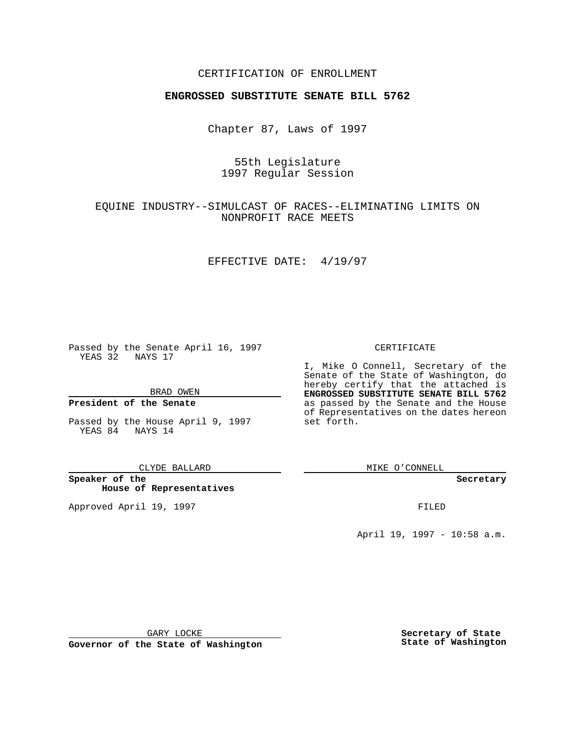CERTIFICATION OF ENROLLMENT

**ENGROSSED SUBSTITUTE SENATE BILL 5762**

Chapter 87, Laws of 1997

55th Legislature
1997 Regular Session

EQUINE INDUSTRY--SIMULCAST OF RACES--ELIMINATING LIMITS ON NONPROFIT RACE MEETS

EFFECTIVE DATE: 4/19/97

Passed by the Senate April 16, 1997
YEAS 32 NAYS 17

BRAD OWEN

**President of the Senate**

Passed by the House April 9, 1997
YEAS 84 NAYS 14

CLYDE BALLARD

**Speaker of the House of Representatives**

Approved April 19, 1997

GARY LOCKE

**Governor of the State of Washington**

CERTIFICATE

I, Mike O Connell, Secretary of the Senate of the State of Washington, do hereby certify that the attached is **ENGROSSED SUBSTITUTE SENATE BILL 5762** as passed by the Senate and the House of Representatives on the dates hereon set forth.

MIKE O'CONNELL

**Secretary**

FILED

April 19, 1997 - 10:58 a.m.

**Secretary of State**
**State of Washington**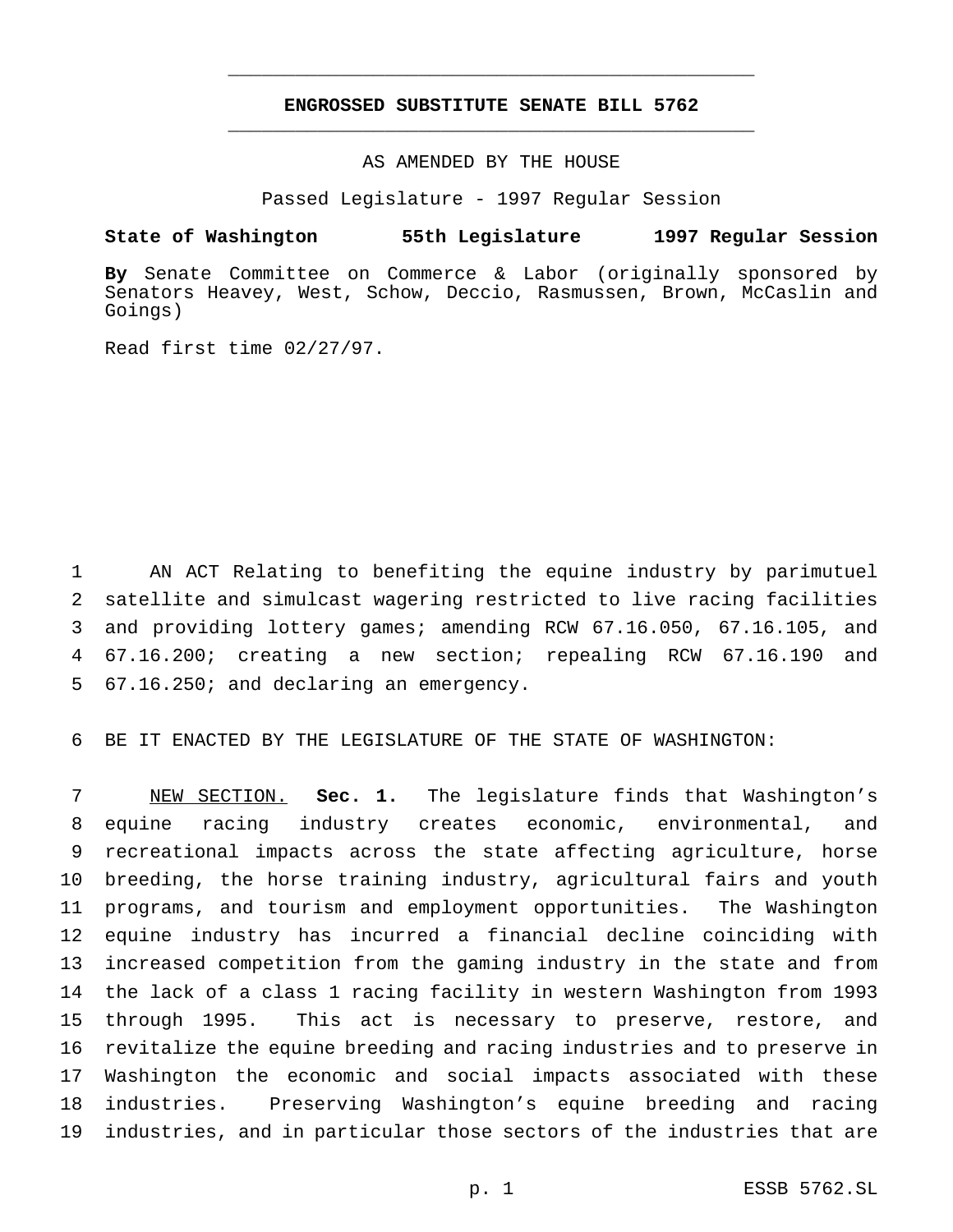# ENGROSSED SUBSTITUTE SENATE BILL 5762

AS AMENDED BY THE HOUSE

Passed Legislature - 1997 Regular Session

**State of Washington 55th Legislature 1997 Regular Session**

**By** Senate Committee on Commerce & Labor (originally sponsored by Senators Heavey, West, Schow, Deccio, Rasmussen, Brown, McCaslin and Goings)

Read first time 02/27/97.

1 AN ACT Relating to benefiting the equine industry by parimutuel
2 satellite and simulcast wagering restricted to live racing facilities
3 and providing lottery games; amending RCW 67.16.050, 67.16.105, and
4 67.16.200; creating a new section; repealing RCW 67.16.190 and
5 67.16.250; and declaring an emergency.

6 BE IT ENACTED BY THE LEGISLATURE OF THE STATE OF WASHINGTON:

7 NEW SECTION. **Sec. 1.** The legislature finds that Washington's
8 equine racing industry creates economic, environmental, and
9 recreational impacts across the state affecting agriculture, horse
10 breeding, the horse training industry, agricultural fairs and youth
11 programs, and tourism and employment opportunities. The Washington
12 equine industry has incurred a financial decline coinciding with
13 increased competition from the gaming industry in the state and from
14 the lack of a class 1 racing facility in western Washington from 1993
15 through 1995. This act is necessary to preserve, restore, and
16 revitalize the equine breeding and racing industries and to preserve in
17 Washington the economic and social impacts associated with these
18 industries. Preserving Washington's equine breeding and racing
19 industries, and in particular those sectors of the industries that are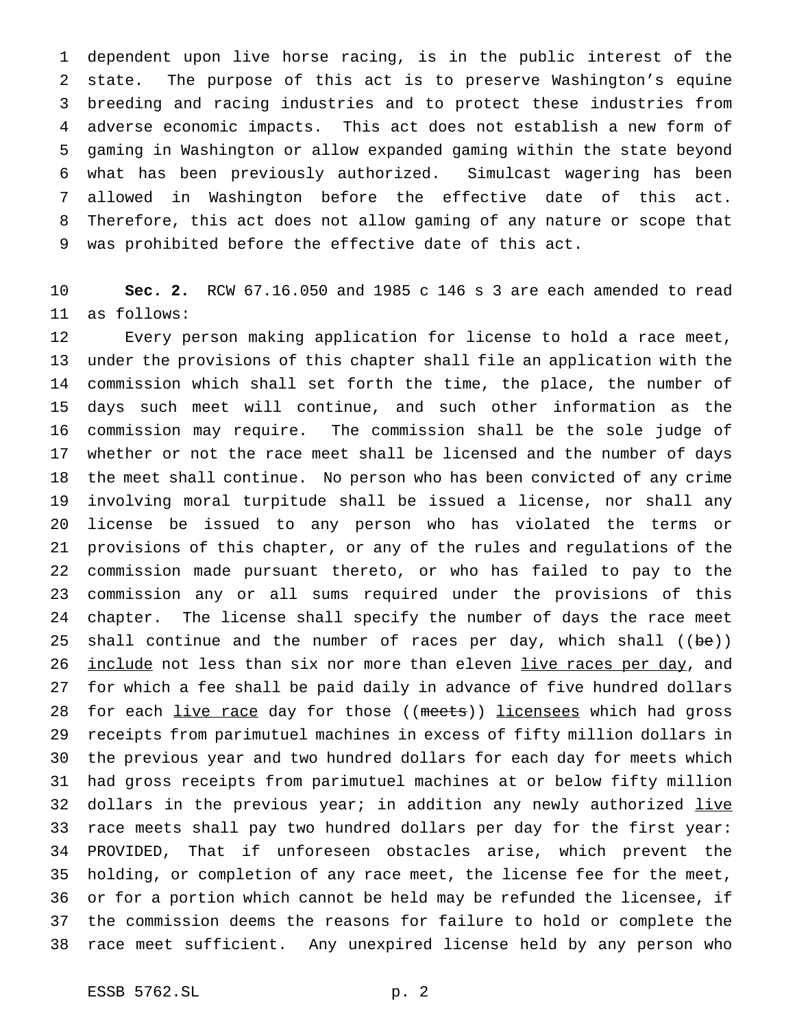dependent upon live horse racing, is in the public interest of the state. The purpose of this act is to preserve Washington's equine breeding and racing industries and to protect these industries from adverse economic impacts. This act does not establish a new form of gaming in Washington or allow expanded gaming within the state beyond what has been previously authorized. Simulcast wagering has been allowed in Washington before the effective date of this act. Therefore, this act does not allow gaming of any nature or scope that was prohibited before the effective date of this act.

**Sec. 2.** RCW 67.16.050 and 1985 c 146 s 3 are each amended to read as follows:

Every person making application for license to hold a race meet, under the provisions of this chapter shall file an application with the commission which shall set forth the time, the place, the number of days such meet will continue, and such other information as the commission may require. The commission shall be the sole judge of whether or not the race meet shall be licensed and the number of days the meet shall continue. No person who has been convicted of any crime involving moral turpitude shall be issued a license, nor shall any license be issued to any person who has violated the terms or provisions of this chapter, or any of the rules and regulations of the commission made pursuant thereto, or who has failed to pay to the commission any or all sums required under the provisions of this chapter. The license shall specify the number of days the race meet shall continue and the number of races per day, which shall ((~~be~~)) <u>include</u> not less than six nor more than eleven <u>live races per day</u>, and for which a fee shall be paid daily in advance of five hundred dollars for each <u>live race</u> day for those ((~~meets~~)) <u>licensees</u> which had gross receipts from parimutuel machines in excess of fifty million dollars in the previous year and two hundred dollars for each day for meets which had gross receipts from parimutuel machines at or below fifty million dollars in the previous year; in addition any newly authorized <u>live</u> race meets shall pay two hundred dollars per day for the first year: PROVIDED, That if unforeseen obstacles arise, which prevent the holding, or completion of any race meet, the license fee for the meet, or for a portion which cannot be held may be refunded the licensee, if the commission deems the reasons for failure to hold or complete the race meet sufficient. Any unexpired license held by any person who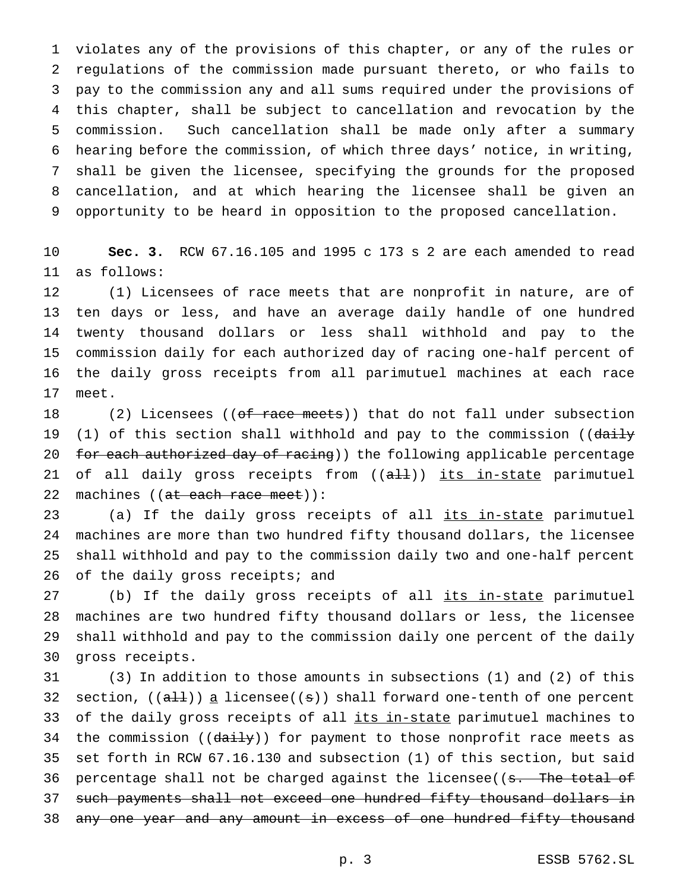violates any of the provisions of this chapter, or any of the rules or regulations of the commission made pursuant thereto, or who fails to pay to the commission any and all sums required under the provisions of this chapter, shall be subject to cancellation and revocation by the commission. Such cancellation shall be made only after a summary hearing before the commission, of which three days' notice, in writing, shall be given the licensee, specifying the grounds for the proposed cancellation, and at which hearing the licensee shall be given an opportunity to be heard in opposition to the proposed cancellation.

**Sec. 3.** RCW 67.16.105 and 1995 c 173 s 2 are each amended to read as follows:

(1) Licensees of race meets that are nonprofit in nature, are of ten days or less, and have an average daily handle of one hundred twenty thousand dollars or less shall withhold and pay to the commission daily for each authorized day of racing one-half percent of the daily gross receipts from all parimutuel machines at each race meet.

(2) Licensees ((~~of race meets~~)) that do not fall under subsection (1) of this section shall withhold and pay to the commission ((~~daily for each authorized day of racing~~)) the following applicable percentage of all daily gross receipts from ((~~all~~)) <u>its in-state</u> parimutuel machines ((~~at each race meet~~)):

(a) If the daily gross receipts of all <u>its in-state</u> parimutuel machines are more than two hundred fifty thousand dollars, the licensee shall withhold and pay to the commission daily two and one-half percent of the daily gross receipts; and

(b) If the daily gross receipts of all <u>its in-state</u> parimutuel machines are two hundred fifty thousand dollars or less, the licensee shall withhold and pay to the commission daily one percent of the daily gross receipts.

(3) In addition to those amounts in subsections (1) and (2) of this section, ((~~all~~)) <u>a</u> licensee((~~s~~)) shall forward one-tenth of one percent of the daily gross receipts of all <u>its in-state</u> parimutuel machines to the commission ((~~daily~~)) for payment to those nonprofit race meets as set forth in RCW 67.16.130 and subsection (1) of this section, but said percentage shall not be charged against the licensee((~~s. The total of such payments shall not exceed one hundred fifty thousand dollars in any one year and any amount in excess of one hundred fifty thousand~~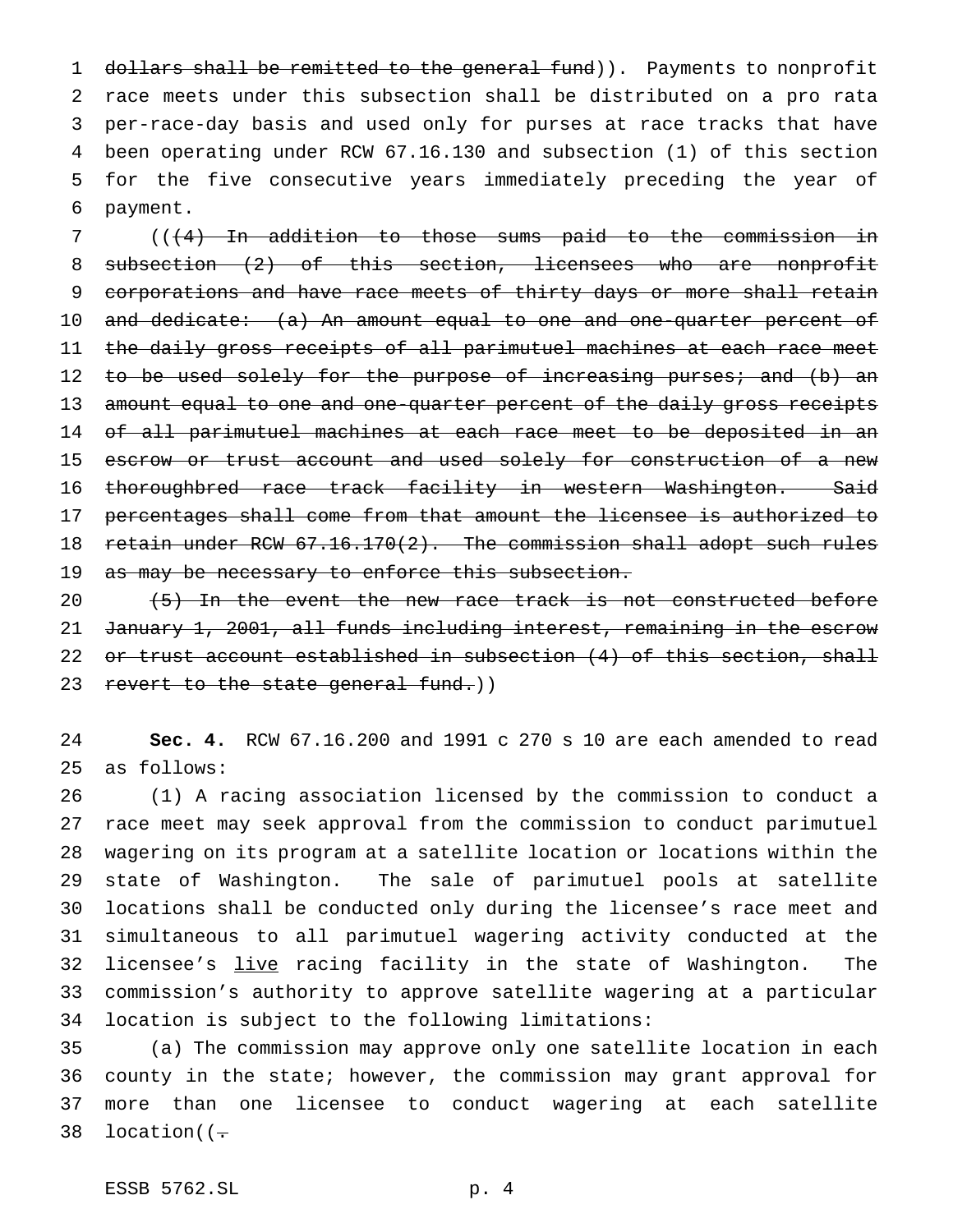~~dollars shall be remitted to the general fund~~)). Payments to nonprofit race meets under this subsection shall be distributed on a pro rata per-race-day basis and used only for purses at race tracks that have been operating under RCW 67.16.130 and subsection (1) of this section for the five consecutive years immediately preceding the year of payment.

((~~(4) In addition to those sums paid to the commission in subsection (2) of this section, licensees who are nonprofit corporations and have race meets of thirty days or more shall retain and dedicate: (a) An amount equal to one and one-quarter percent of the daily gross receipts of all parimutuel machines at each race meet to be used solely for the purpose of increasing purses; and (b) an amount equal to one and one-quarter percent of the daily gross receipts of all parimutuel machines at each race meet to be deposited in an escrow or trust account and used solely for construction of a new thoroughbred race track facility in western Washington. Said percentages shall come from that amount the licensee is authorized to retain under RCW 67.16.170(2). The commission shall adopt such rules as may be necessary to enforce this subsection.~~

~~(5) In the event the new race track is not constructed before January 1, 2001, all funds including interest, remaining in the escrow or trust account established in subsection (4) of this section, shall revert to the state general fund.~~))

**Sec. 4.** RCW 67.16.200 and 1991 c 270 s 10 are each amended to read as follows:

(1) A racing association licensed by the commission to conduct a race meet may seek approval from the commission to conduct parimutuel wagering on its program at a satellite location or locations within the state of Washington. The sale of parimutuel pools at satellite locations shall be conducted only during the licensee's race meet and simultaneous to all parimutuel wagering activity conducted at the licensee's <u>live</u> racing facility in the state of Washington. The commission's authority to approve satellite wagering at a particular location is subject to the following limitations:

(a) The commission may approve only one satellite location in each county in the state; however, the commission may grant approval for more than one licensee to conduct wagering at each satellite location((~~.~~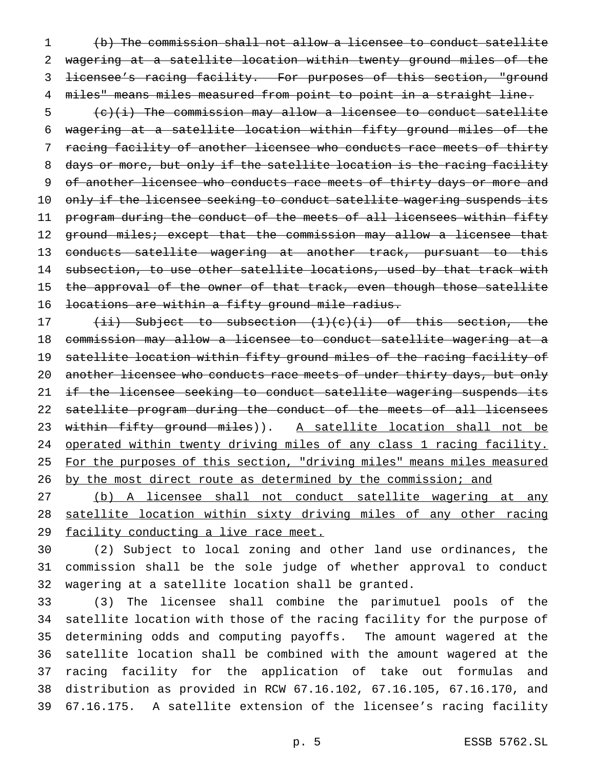~~(b) The commission shall not allow a licensee to conduct satellite wagering at a satellite location within twenty ground miles of the licensee's racing facility. For purposes of this section, "ground miles" means miles measured from point to point in a straight line.~~

~~(c)(i) The commission may allow a licensee to conduct satellite wagering at a satellite location within fifty ground miles of the racing facility of another licensee who conducts race meets of thirty days or more, but only if the satellite location is the racing facility of another licensee who conducts race meets of thirty days or more and only if the licensee seeking to conduct satellite wagering suspends its program during the conduct of the meets of all licensees within fifty ground miles; except that the commission may allow a licensee that conducts satellite wagering at another track, pursuant to this subsection, to use other satellite locations, used by that track with the approval of the owner of that track, even though those satellite locations are within a fifty ground mile radius.~~

~~(ii) Subject to subsection (1)(c)(i) of this section, the commission may allow a licensee to conduct satellite wagering at a satellite location within fifty ground miles of the racing facility of another licensee who conducts race meets of under thirty days, but only if the licensee seeking to conduct satellite wagering suspends its satellite program during the conduct of the meets of all licensees within fifty ground miles~~)). <u>A satellite location shall not be operated within twenty driving miles of any class 1 racing facility. For the purposes of this section, "driving miles" means miles measured by the most direct route as determined by the commission; and</u>

<u>(b) A licensee shall not conduct satellite wagering at any satellite location within sixty driving miles of any other racing facility conducting a live race meet.</u>

(2) Subject to local zoning and other land use ordinances, the commission shall be the sole judge of whether approval to conduct wagering at a satellite location shall be granted.

(3) The licensee shall combine the parimutuel pools of the satellite location with those of the racing facility for the purpose of determining odds and computing payoffs. The amount wagered at the satellite location shall be combined with the amount wagered at the racing facility for the application of take out formulas and distribution as provided in RCW 67.16.102, 67.16.105, 67.16.170, and 67.16.175. A satellite extension of the licensee's racing facility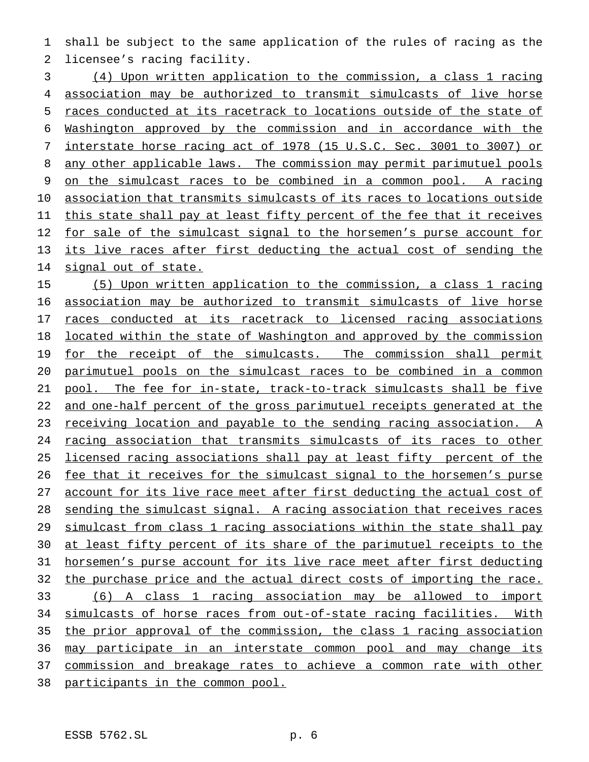shall be subject to the same application of the rules of racing as the licensee's racing facility.

(4) Upon written application to the commission, a class 1 racing association may be authorized to transmit simulcasts of live horse races conducted at its racetrack to locations outside of the state of Washington approved by the commission and in accordance with the interstate horse racing act of 1978 (15 U.S.C. Sec. 3001 to 3007) or any other applicable laws. The commission may permit parimutuel pools on the simulcast races to be combined in a common pool. A racing association that transmits simulcasts of its races to locations outside this state shall pay at least fifty percent of the fee that it receives for sale of the simulcast signal to the horsemen's purse account for its live races after first deducting the actual cost of sending the signal out of state.

(5) Upon written application to the commission, a class 1 racing association may be authorized to transmit simulcasts of live horse races conducted at its racetrack to licensed racing associations located within the state of Washington and approved by the commission for the receipt of the simulcasts. The commission shall permit parimutuel pools on the simulcast races to be combined in a common pool. The fee for in-state, track-to-track simulcasts shall be five and one-half percent of the gross parimutuel receipts generated at the receiving location and payable to the sending racing association. A racing association that transmits simulcasts of its races to other licensed racing associations shall pay at least fifty percent of the fee that it receives for the simulcast signal to the horsemen's purse account for its live race meet after first deducting the actual cost of sending the simulcast signal. A racing association that receives races simulcast from class 1 racing associations within the state shall pay at least fifty percent of its share of the parimutuel receipts to the horsemen's purse account for its live race meet after first deducting the purchase price and the actual direct costs of importing the race.

(6) A class 1 racing association may be allowed to import simulcasts of horse races from out-of-state racing facilities. With the prior approval of the commission, the class 1 racing association may participate in an interstate common pool and may change its commission and breakage rates to achieve a common rate with other participants in the common pool.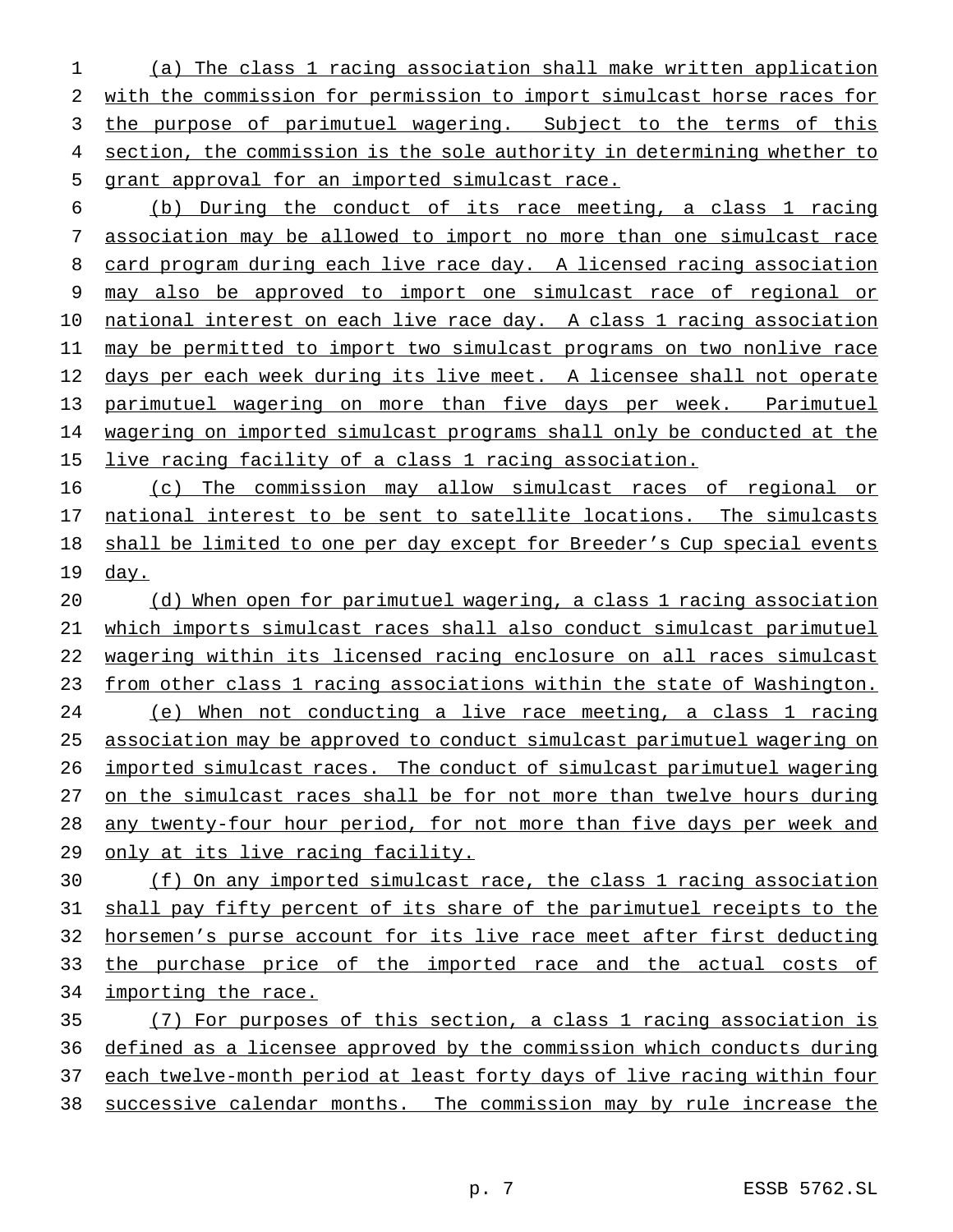(a) The class 1 racing association shall make written application with the commission for permission to import simulcast horse races for the purpose of parimutuel wagering. Subject to the terms of this section, the commission is the sole authority in determining whether to grant approval for an imported simulcast race.

(b) During the conduct of its race meeting, a class 1 racing association may be allowed to import no more than one simulcast race card program during each live race day. A licensed racing association may also be approved to import one simulcast race of regional or national interest on each live race day. A class 1 racing association may be permitted to import two simulcast programs on two nonlive race days per each week during its live meet. A licensee shall not operate parimutuel wagering on more than five days per week. Parimutuel wagering on imported simulcast programs shall only be conducted at the live racing facility of a class 1 racing association.

(c) The commission may allow simulcast races of regional or national interest to be sent to satellite locations. The simulcasts shall be limited to one per day except for Breeder's Cup special events day.

(d) When open for parimutuel wagering, a class 1 racing association which imports simulcast races shall also conduct simulcast parimutuel wagering within its licensed racing enclosure on all races simulcast from other class 1 racing associations within the state of Washington.

(e) When not conducting a live race meeting, a class 1 racing association may be approved to conduct simulcast parimutuel wagering on imported simulcast races. The conduct of simulcast parimutuel wagering on the simulcast races shall be for not more than twelve hours during any twenty-four hour period, for not more than five days per week and only at its live racing facility.

(f) On any imported simulcast race, the class 1 racing association shall pay fifty percent of its share of the parimutuel receipts to the horsemen's purse account for its live race meet after first deducting the purchase price of the imported race and the actual costs of importing the race.

(7) For purposes of this section, a class 1 racing association is defined as a licensee approved by the commission which conducts during each twelve-month period at least forty days of live racing within four successive calendar months. The commission may by rule increase the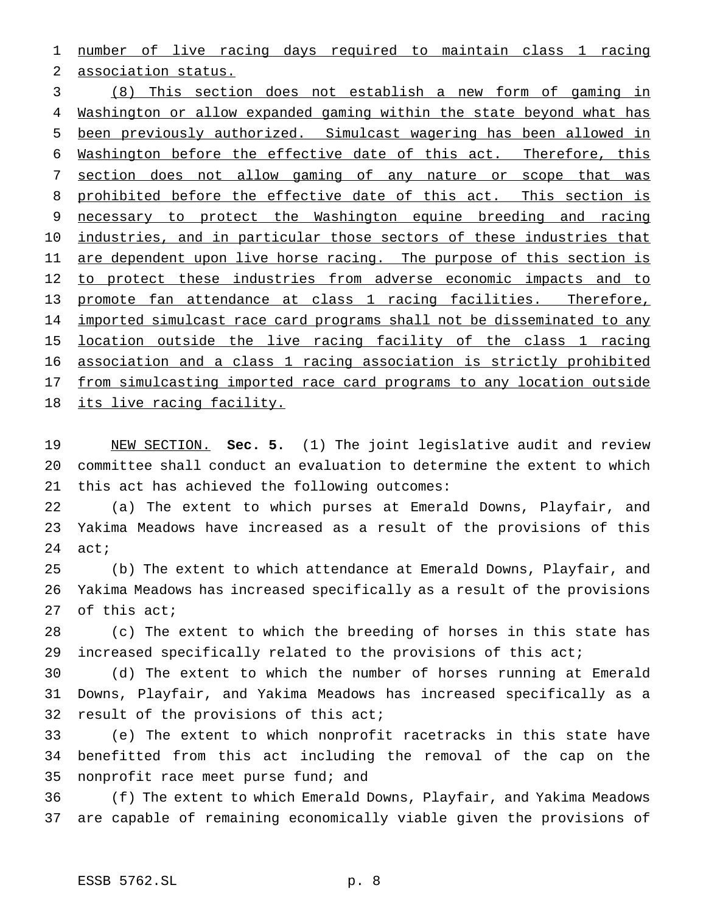number of live racing days required to maintain class 1 racing association status.

(8) This section does not establish a new form of gaming in Washington or allow expanded gaming within the state beyond what has been previously authorized. Simulcast wagering has been allowed in Washington before the effective date of this act. Therefore, this section does not allow gaming of any nature or scope that was prohibited before the effective date of this act. This section is necessary to protect the Washington equine breeding and racing industries, and in particular those sectors of these industries that are dependent upon live horse racing. The purpose of this section is to protect these industries from adverse economic impacts and to promote fan attendance at class 1 racing facilities. Therefore, imported simulcast race card programs shall not be disseminated to any location outside the live racing facility of the class 1 racing association and a class 1 racing association is strictly prohibited from simulcasting imported race card programs to any location outside its live racing facility.

NEW SECTION. **Sec. 5.** (1) The joint legislative audit and review committee shall conduct an evaluation to determine the extent to which this act has achieved the following outcomes:

(a) The extent to which purses at Emerald Downs, Playfair, and Yakima Meadows have increased as a result of the provisions of this act;

(b) The extent to which attendance at Emerald Downs, Playfair, and Yakima Meadows has increased specifically as a result of the provisions of this act;

(c) The extent to which the breeding of horses in this state has increased specifically related to the provisions of this act;

(d) The extent to which the number of horses running at Emerald Downs, Playfair, and Yakima Meadows has increased specifically as a result of the provisions of this act;

(e) The extent to which nonprofit racetracks in this state have benefitted from this act including the removal of the cap on the nonprofit race meet purse fund; and

(f) The extent to which Emerald Downs, Playfair, and Yakima Meadows are capable of remaining economically viable given the provisions of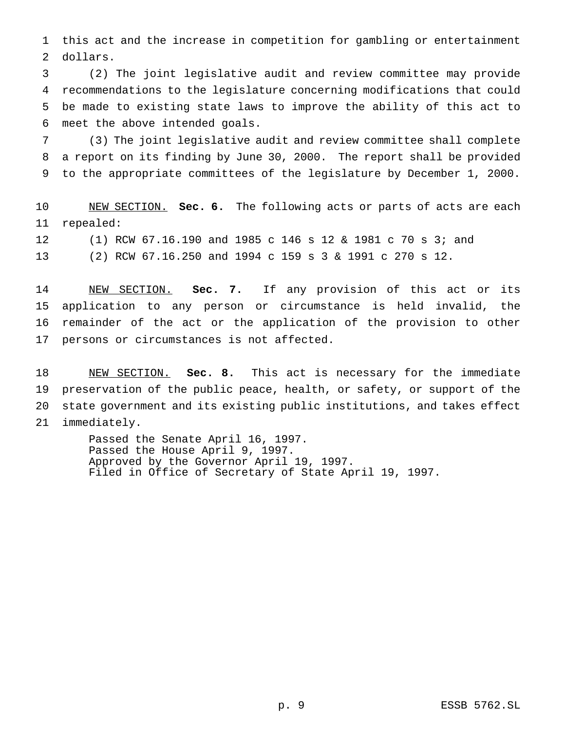this act and the increase in competition for gambling or entertainment dollars.

(2) The joint legislative audit and review committee may provide recommendations to the legislature concerning modifications that could be made to existing state laws to improve the ability of this act to meet the above intended goals.

(3) The joint legislative audit and review committee shall complete a report on its finding by June 30, 2000. The report shall be provided to the appropriate committees of the legislature by December 1, 2000.

NEW SECTION. **Sec. 6.** The following acts or parts of acts are each repealed:

(1) RCW 67.16.190 and 1985 c 146 s 12 & 1981 c 70 s 3; and

(2) RCW 67.16.250 and 1994 c 159 s 3 & 1991 c 270 s 12.

NEW SECTION. **Sec. 7.** If any provision of this act or its application to any person or circumstance is held invalid, the remainder of the act or the application of the provision to other persons or circumstances is not affected.

NEW SECTION. **Sec. 8.** This act is necessary for the immediate preservation of the public peace, health, or safety, or support of the state government and its existing public institutions, and takes effect immediately.

Passed the Senate April 16, 1997.
Passed the House April 9, 1997.
Approved by the Governor April 19, 1997.
Filed in Office of Secretary of State April 19, 1997.